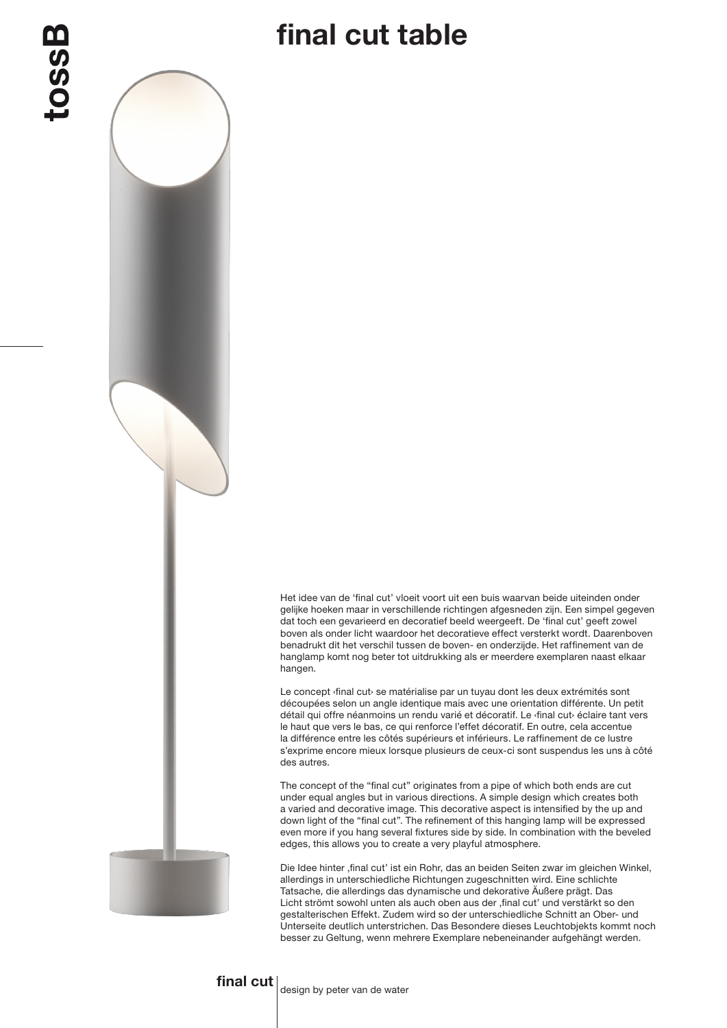# final cut table

Het idee van de 'final cut' vloeit voort uit een buis waarvan beide uiteinden onder gelijke hoeken maar in verschillende richtingen afgesneden zijn. Een simpel gegeven dat toch een gevarieerd en decoratief beeld weergeeft. De 'final cut' geeft zowel boven als onder licht waardoor het decoratieve effect versterkt wordt. Daarenboven benadrukt dit het verschil tussen de boven- en onderzijde. Het raffinement van de hanglamp komt nog beter tot uitdrukking als er meerdere exemplaren naast elkaar hangen.

Le concept ‹final cut› se matérialise par un tuyau dont les deux extrémités sont découpées selon un angle identique mais avec une orientation différente. Un petit détail qui offre néanmoins un rendu varié et décoratif. Le ‹final cut› éclaire tant vers le haut que vers le bas, ce qui renforce l'effet décoratif. En outre, cela accentue la différence entre les côtés supérieurs et inférieurs. Le raffinement de ce lustre s'exprime encore mieux lorsque plusieurs de ceux-ci sont suspendus les uns à côté des autres.

The concept of the "final cut" originates from a pipe of which both ends are cut under equal angles but in various directions. A simple design which creates both a varied and decorative image. This decorative aspect is intensified by the up and down light of the "final cut". The refinement of this hanging lamp will be expressed even more if you hang several fixtures side by side. In combination with the beveled edges, this allows you to create a very playful atmosphere.

Die Idee hinter ‚final cut' ist ein Rohr, das an beiden Seiten zwar im gleichen Winkel, allerdings in unterschiedliche Richtungen zugeschnitten wird. Eine schlichte Tatsache, die allerdings das dynamische und dekorative Äußere prägt. Das Licht strömt sowohl unten als auch oben aus der ‚final cut' und verstärkt so den gestalterischen Effekt. Zudem wird so der unterschiedliche Schnitt an Ober- und Unterseite deutlich unterstrichen. Das Besondere dieses Leuchtobjekts kommt noch besser zu Geltung, wenn mehrere Exemplare nebeneinander aufgehängt werden.

**final cut** design by peter van de water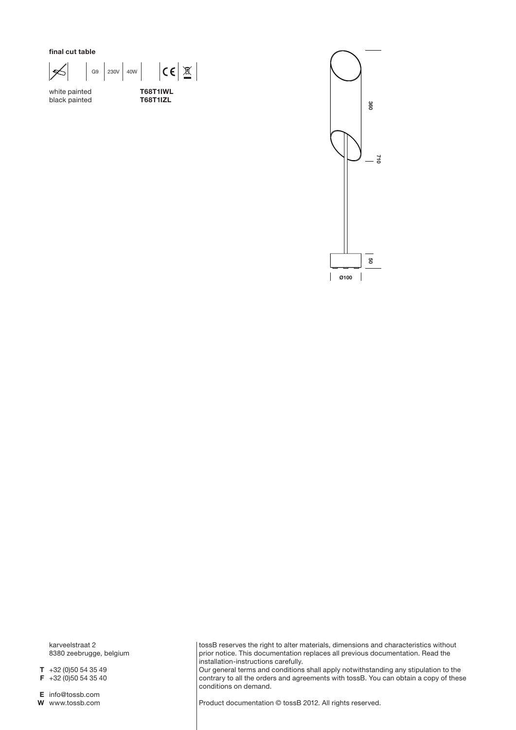**final cut table**

G9 | 230V | 40W

| | |
|---|---|
| white painted | **T68T1IWL** |
| black painted | **T68T1IZL** |

360

710

50

Ø100

karveelstraat 2
8380 zeebrugge, belgium

**T** +32 (0)50 54 35 49
**F** +32 (0)50 54 35 40

**E** info@tossb.com
**W** www.tossb.com

tossB reserves the right to alter materials, dimensions and characteristics without prior notice. This documentation replaces all previous documentation. Read the installation-instructions carefully.
Our general terms and conditions shall apply notwithstanding any stipulation to the contrary to all the orders and agreements with tossB. You can obtain a copy of these conditions on demand.

Product documentation © tossB 2012. All rights reserved.